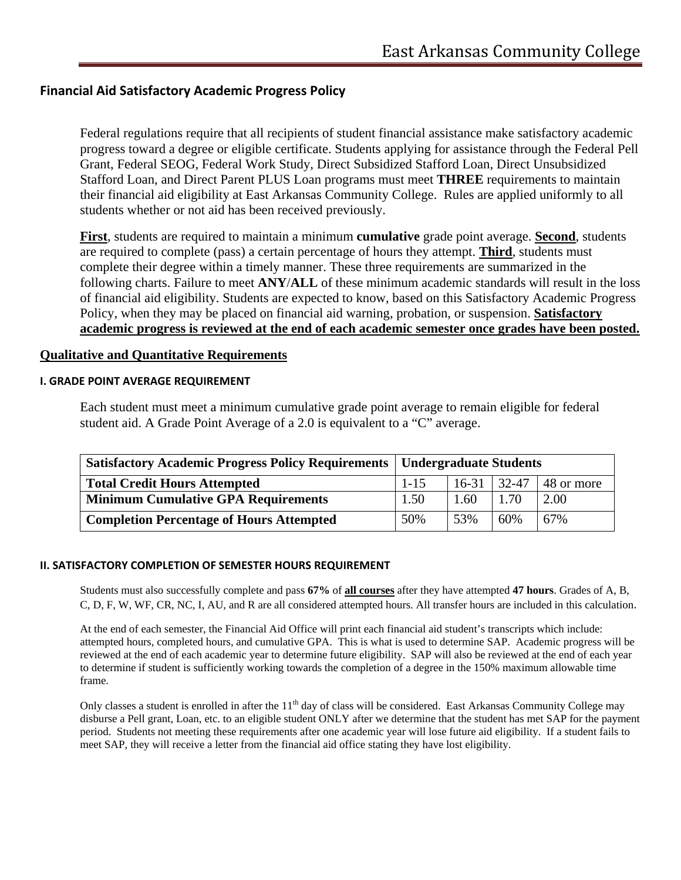## Financial Aid Satisfactory Academic Progress Policy

Federal regulations require that all recipients of student financial assistance make satisfactory academic progress toward a degree or eligible certificate. Students applying for assistance through the Federal Pell Grant, Federal SEOG, Federal Work Study, Direct Subsidized Stafford Loan, Direct Unsubsidized Stafford Loan, and Direct Parent PLUS Loan programs must meet **THREE** requirements to maintain their financial aid eligibility at East Arkansas Community College. Rules are applied uniformly to all students whether or not aid has been received previously.

**First**, students are required to maintain a minimum **cumulative** grade point average. **Second**, students are required to complete (pass) a certain percentage of hours they attempt. **Third**, students must complete their degree within a timely manner. These three requirements are summarized in the following charts. Failure to meet **ANY/ALL** of these minimum academic standards will result in the loss of financial aid eligibility. Students are expected to know, based on this Satisfactory Academic Progress Policy, when they may be placed on financial aid warning, probation, or suspension. **Satisfactory academic progress is reviewed at the end of each academic semester once grades have been posted.**

### Qualitative and Quantitative Requirements

#### I. GRADE POINT AVERAGE REQUIREMENT

Each student must meet a minimum cumulative grade point average to remain eligible for federal student aid. A Grade Point Average of a 2.0 is equivalent to a "C" average.

| Satisfactory Academic Progress Policy Requirements | Undergraduate Students | | | |
|---|---|---|---|---|
| **Total Credit Hours Attempted** | 1-15 | 16-31 | 32-47 | 48 or more |
| **Minimum Cumulative GPA Requirements** | 1.50 | 1.60 | 1.70 | 2.00 |
| **Completion Percentage of Hours Attempted** | 50% | 53% | 60% | 67% |

#### II. SATISFACTORY COMPLETION OF SEMESTER HOURS REQUIREMENT

Students must also successfully complete and pass **67%** of **all courses** after they have attempted **47 hours**. Grades of A, B, C, D, F, W, WF, CR, NC, I, AU, and R are all considered attempted hours. All transfer hours are included in this calculation.

At the end of each semester, the Financial Aid Office will print each financial aid student's transcripts which include: attempted hours, completed hours, and cumulative GPA. This is what is used to determine SAP. Academic progress will be reviewed at the end of each academic year to determine future eligibility. SAP will also be reviewed at the end of each year to determine if student is sufficiently working towards the completion of a degree in the 150% maximum allowable time frame.

Only classes a student is enrolled in after the 11th day of class will be considered. East Arkansas Community College may disburse a Pell grant, Loan, etc. to an eligible student ONLY after we determine that the student has met SAP for the payment period. Students not meeting these requirements after one academic year will lose future aid eligibility. If a student fails to meet SAP, they will receive a letter from the financial aid office stating they have lost eligibility.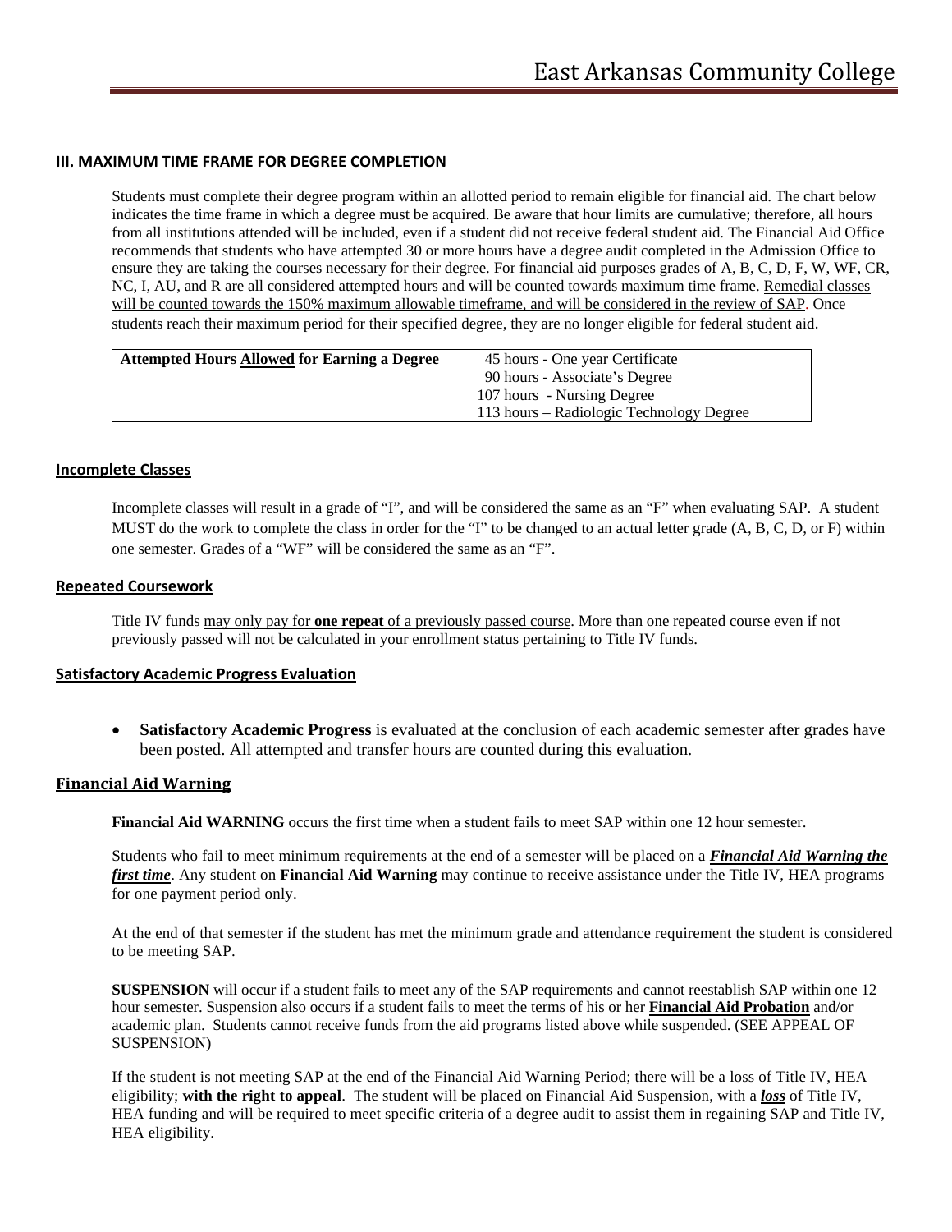### III. MAXIMUM TIME FRAME FOR DEGREE COMPLETION

Students must complete their degree program within an allotted period to remain eligible for financial aid. The chart below indicates the time frame in which a degree must be acquired. Be aware that hour limits are cumulative; therefore, all hours from all institutions attended will be included, even if a student did not receive federal student aid. The Financial Aid Office recommends that students who have attempted 30 or more hours have a degree audit completed in the Admission Office to ensure they are taking the courses necessary for their degree. For financial aid purposes grades of A, B, C, D, F, W, WF, CR, NC, I, AU, and R are all considered attempted hours and will be counted towards maximum time frame. <u>Remedial classes will be counted towards the 150% maximum allowable timeframe, and will be considered in the review of SAP</u>. Once students reach their maximum period for their specified degree, they are no longer eligible for federal student aid.

| **Attempted Hours <u>Allowed</u> for Earning a Degree** | 45 hours - One year Certificate<br>90 hours - Associate's Degree<br>107 hours - Nursing Degree<br>113 hours – Radiologic Technology Degree |
|---|---|

#### Incomplete Classes

Incomplete classes will result in a grade of "I", and will be considered the same as an "F" when evaluating SAP. A student MUST do the work to complete the class in order for the "I" to be changed to an actual letter grade (A, B, C, D, or F) within one semester. Grades of a "WF" will be considered the same as an "F".

#### Repeated Coursework

Title IV funds <u>may only pay for **one repeat** of a previously passed course</u>. More than one repeated course even if not previously passed will not be calculated in your enrollment status pertaining to Title IV funds.

#### Satisfactory Academic Progress Evaluation

- **Satisfactory Academic Progress** is evaluated at the conclusion of each academic semester after grades have been posted. All attempted and transfer hours are counted during this evaluation.

## Financial Aid Warning

**Financial Aid WARNING** occurs the first time when a student fails to meet SAP within one 12 hour semester.

Students who fail to meet minimum requirements at the end of a semester will be placed on a ***<u>Financial Aid Warning the first time</u>***. Any student on **Financial Aid Warning** may continue to receive assistance under the Title IV, HEA programs for one payment period only.

At the end of that semester if the student has met the minimum grade and attendance requirement the student is considered to be meeting SAP.

**SUSPENSION** will occur if a student fails to meet any of the SAP requirements and cannot reestablish SAP within one 12 hour semester. Suspension also occurs if a student fails to meet the terms of his or her **<u>Financial Aid Probation</u>** and/or academic plan. Students cannot receive funds from the aid programs listed above while suspended. (SEE APPEAL OF SUSPENSION)

If the student is not meeting SAP at the end of the Financial Aid Warning Period; there will be a loss of Title IV, HEA eligibility; **with the right to appeal**. The student will be placed on Financial Aid Suspension, with a ***<u>loss</u>*** of Title IV, HEA funding and will be required to meet specific criteria of a degree audit to assist them in regaining SAP and Title IV, HEA eligibility.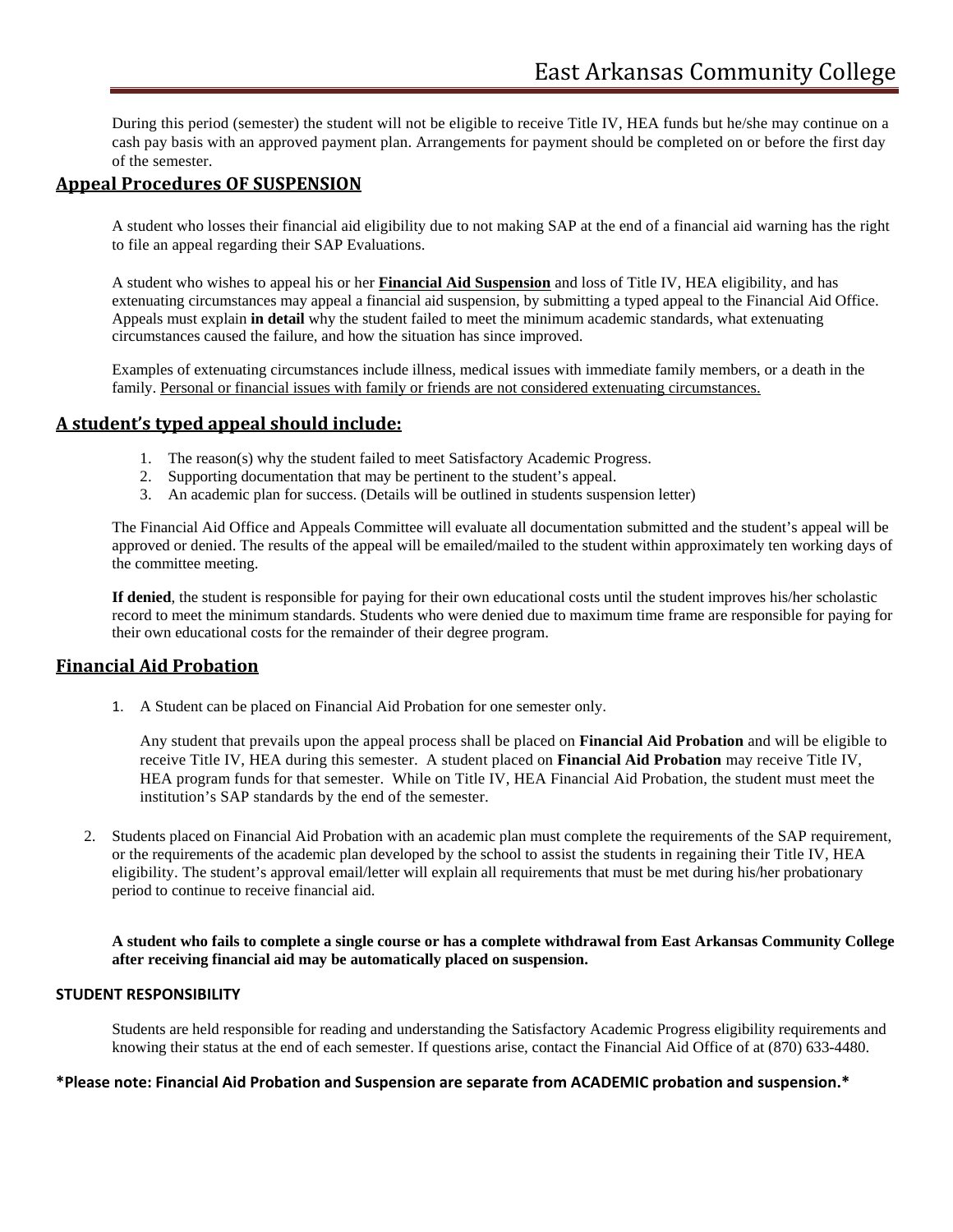During this period (semester) the student will not be eligible to receive Title IV, HEA funds but he/she may continue on a cash pay basis with an approved payment plan. Arrangements for payment should be completed on or before the first day of the semester.

## Appeal Procedures OF SUSPENSION

A student who losses their financial aid eligibility due to not making SAP at the end of a financial aid warning has the right to file an appeal regarding their SAP Evaluations.

A student who wishes to appeal his or her **Financial Aid Suspension** and loss of Title IV, HEA eligibility, and has extenuating circumstances may appeal a financial aid suspension, by submitting a typed appeal to the Financial Aid Office. Appeals must explain **in detail** why the student failed to meet the minimum academic standards, what extenuating circumstances caused the failure, and how the situation has since improved.

Examples of extenuating circumstances include illness, medical issues with immediate family members, or a death in the family. Personal or financial issues with family or friends are not considered extenuating circumstances.

## A student's typed appeal should include:

1. The reason(s) why the student failed to meet Satisfactory Academic Progress.
2. Supporting documentation that may be pertinent to the student's appeal.
3. An academic plan for success. (Details will be outlined in students suspension letter)

The Financial Aid Office and Appeals Committee will evaluate all documentation submitted and the student's appeal will be approved or denied. The results of the appeal will be emailed/mailed to the student within approximately ten working days of the committee meeting.

**If denied**, the student is responsible for paying for their own educational costs until the student improves his/her scholastic record to meet the minimum standards. Students who were denied due to maximum time frame are responsible for paying for their own educational costs for the remainder of their degree program.

## Financial Aid Probation

1. A Student can be placed on Financial Aid Probation for one semester only.

   Any student that prevails upon the appeal process shall be placed on **Financial Aid Probation** and will be eligible to receive Title IV, HEA during this semester. A student placed on **Financial Aid Probation** may receive Title IV, HEA program funds for that semester. While on Title IV, HEA Financial Aid Probation, the student must meet the institution's SAP standards by the end of the semester.

2. Students placed on Financial Aid Probation with an academic plan must complete the requirements of the SAP requirement, or the requirements of the academic plan developed by the school to assist the students in regaining their Title IV, HEA eligibility. The student's approval email/letter will explain all requirements that must be met during his/her probationary period to continue to receive financial aid.

**A student who fails to complete a single course or has a complete withdrawal from East Arkansas Community College after receiving financial aid may be automatically placed on suspension.**

### STUDENT RESPONSIBILITY

Students are held responsible for reading and understanding the Satisfactory Academic Progress eligibility requirements and knowing their status at the end of each semester. If questions arise, contact the Financial Aid Office of at (870) 633-4480.

***Please note: Financial Aid Probation and Suspension are separate from ACADEMIC probation and suspension.***